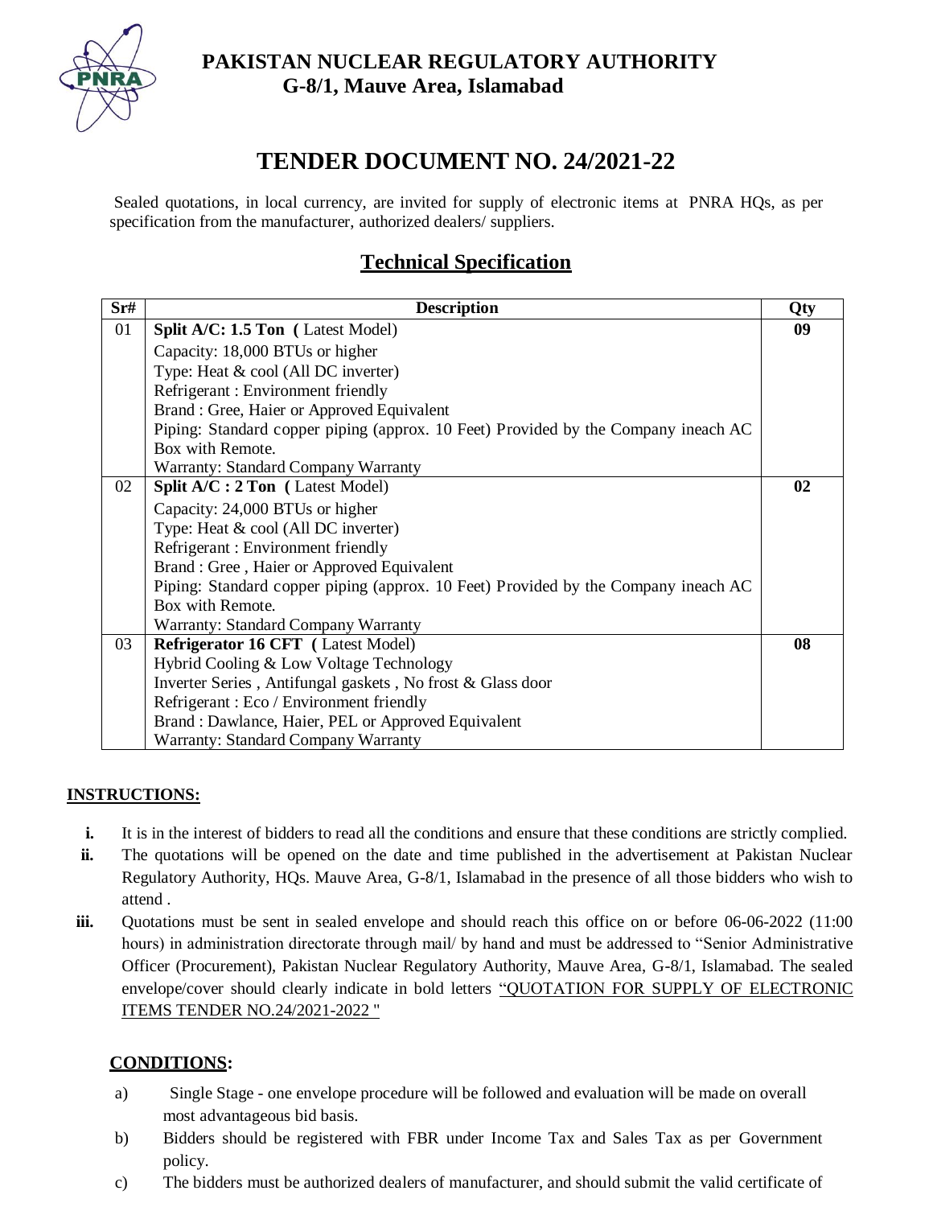**PAKISTAN NUCLEAR REGULATORY AUTHORITY**
**G-8/1, Mauve Area, Islamabad**

# TENDER DOCUMENT NO. 24/2021-22

Sealed quotations, in local currency, are invited for supply of electronic items at PNRA HQs, as per specification from the manufacturer, authorized dealers/ suppliers.

## Technical Specification

| Sr# | Description | Qty |
|---|---|---|
| 01 | **Split A/C: 1.5 Ton (** Latest Model)<br>Capacity: 18,000 BTUs or higher<br>Type: Heat & cool (All DC inverter)<br>Refrigerant : Environment friendly<br>Brand : Gree, Haier or Approved Equivalent<br>Piping: Standard copper piping (approx. 10 Feet) Provided by the Company ineach AC Box with Remote.<br>Warranty: Standard Company Warranty | **09** |
| 02 | **Split A/C : 2 Ton (** Latest Model)<br>Capacity: 24,000 BTUs or higher<br>Type: Heat & cool (All DC inverter)<br>Refrigerant : Environment friendly<br>Brand : Gree , Haier or Approved Equivalent<br>Piping: Standard copper piping (approx. 10 Feet) Provided by the Company ineach AC Box with Remote.<br>Warranty: Standard Company Warranty | **02** |
| 03 | **Refrigerator 16 CFT (** Latest Model)<br>Hybrid Cooling & Low Voltage Technology<br>Inverter Series , Antifungal gaskets , No frost & Glass door<br>Refrigerant : Eco / Environment friendly<br>Brand : Dawlance, Haier, PEL or Approved Equivalent<br>Warranty: Standard Company Warranty | **08** |

**INSTRUCTIONS:**

- **i.** It is in the interest of bidders to read all the conditions and ensure that these conditions are strictly complied.
- **ii.** The quotations will be opened on the date and time published in the advertisement at Pakistan Nuclear Regulatory Authority, HQs. Mauve Area, G-8/1, Islamabad in the presence of all those bidders who wish to attend .
- **iii.** Quotations must be sent in sealed envelope and should reach this office on or before 06-06-2022 (11:00 hours) in administration directorate through mail/ by hand and must be addressed to "Senior Administrative Officer (Procurement), Pakistan Nuclear Regulatory Authority, Mauve Area, G-8/1, Islamabad. The sealed envelope/cover should clearly indicate in bold letters "QUOTATION FOR SUPPLY OF ELECTRONIC ITEMS TENDER NO.24/2021-2022 "

**CONDITIONS:**

- a) Single Stage - one envelope procedure will be followed and evaluation will be made on overall most advantageous bid basis.
- b) Bidders should be registered with FBR under Income Tax and Sales Tax as per Government policy.
- c) The bidders must be authorized dealers of manufacturer, and should submit the valid certificate of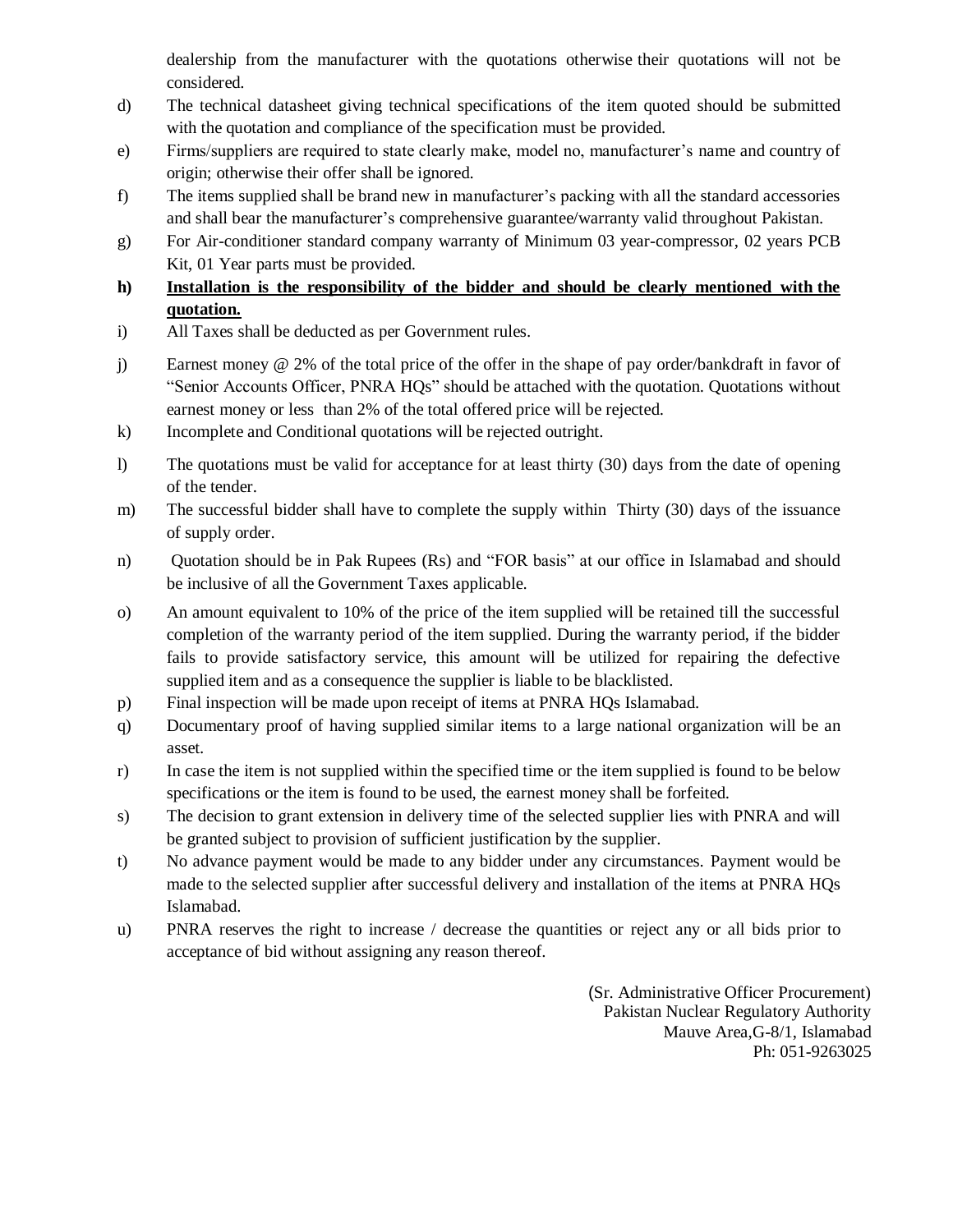dealership from the manufacturer with the quotations otherwise their quotations will not be considered.

d) The technical datasheet giving technical specifications of the item quoted should be submitted with the quotation and compliance of the specification must be provided.

e) Firms/suppliers are required to state clearly make, model no, manufacturer's name and country of origin; otherwise their offer shall be ignored.

f) The items supplied shall be brand new in manufacturer's packing with all the standard accessories and shall bear the manufacturer's comprehensive guarantee/warranty valid throughout Pakistan.

g) For Air-conditioner standard company warranty of Minimum 03 year-compressor, 02 years PCB Kit, 01 Year parts must be provided.

**h) <u>Installation is the responsibility of the bidder and should be clearly mentioned with the quotation.</u>**

i) All Taxes shall be deducted as per Government rules.

j) Earnest money @ 2% of the total price of the offer in the shape of pay order/bankdraft in favor of "Senior Accounts Officer, PNRA HQs" should be attached with the quotation. Quotations without earnest money or less than 2% of the total offered price will be rejected.

k) Incomplete and Conditional quotations will be rejected outright.

l) The quotations must be valid for acceptance for at least thirty (30) days from the date of opening of the tender.

m) The successful bidder shall have to complete the supply within Thirty (30) days of the issuance of supply order.

n) Quotation should be in Pak Rupees (Rs) and "FOR basis" at our office in Islamabad and should be inclusive of all the Government Taxes applicable.

o) An amount equivalent to 10% of the price of the item supplied will be retained till the successful completion of the warranty period of the item supplied. During the warranty period, if the bidder fails to provide satisfactory service, this amount will be utilized for repairing the defective supplied item and as a consequence the supplier is liable to be blacklisted.

p) Final inspection will be made upon receipt of items at PNRA HQs Islamabad.

q) Documentary proof of having supplied similar items to a large national organization will be an asset.

r) In case the item is not supplied within the specified time or the item supplied is found to be below specifications or the item is found to be used, the earnest money shall be forfeited.

s) The decision to grant extension in delivery time of the selected supplier lies with PNRA and will be granted subject to provision of sufficient justification by the supplier.

t) No advance payment would be made to any bidder under any circumstances. Payment would be made to the selected supplier after successful delivery and installation of the items at PNRA HQs Islamabad.

u) PNRA reserves the right to increase / decrease the quantities or reject any or all bids prior to acceptance of bid without assigning any reason thereof.

(Sr. Administrative Officer Procurement)
Pakistan Nuclear Regulatory Authority
Mauve Area,G-8/1, Islamabad
Ph: 051-9263025